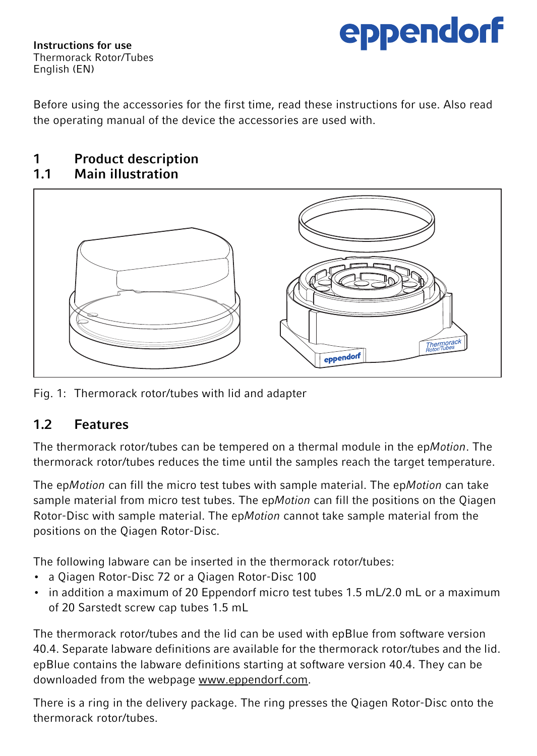Instructions for use
Thermorack Rotor/Tubes
English (EN)

Before using the accessories for the first time, read these instructions for use. Also read the operating manual of the device the accessories are used with.

# 1 Product description

## 1.1 Main illustration

Fig. 1: Thermorack rotor/tubes with lid and adapter

## 1.2 Features

The thermorack rotor/tubes can be tempered on a thermal module in the ep*Motion*. The thermorack rotor/tubes reduces the time until the samples reach the target temperature.

The ep*Motion* can fill the micro test tubes with sample material. The ep*Motion* can take sample material from micro test tubes. The ep*Motion* can fill the positions on the Qiagen Rotor-Disc with sample material. The ep*Motion* cannot take sample material from the positions on the Qiagen Rotor-Disc.

The following labware can be inserted in the thermorack rotor/tubes:

- a Qiagen Rotor-Disc 72 or a Qiagen Rotor-Disc 100
- in addition a maximum of 20 Eppendorf micro test tubes 1.5 mL/2.0 mL or a maximum of 20 Sarstedt screw cap tubes 1.5 mL

The thermorack rotor/tubes and the lid can be used with epBlue from software version 40.4. Separate labware definitions are available for the thermorack rotor/tubes and the lid. epBlue contains the labware definitions starting at software version 40.4. They can be downloaded from the webpage www.eppendorf.com.

There is a ring in the delivery package. The ring presses the Qiagen Rotor-Disc onto the thermorack rotor/tubes.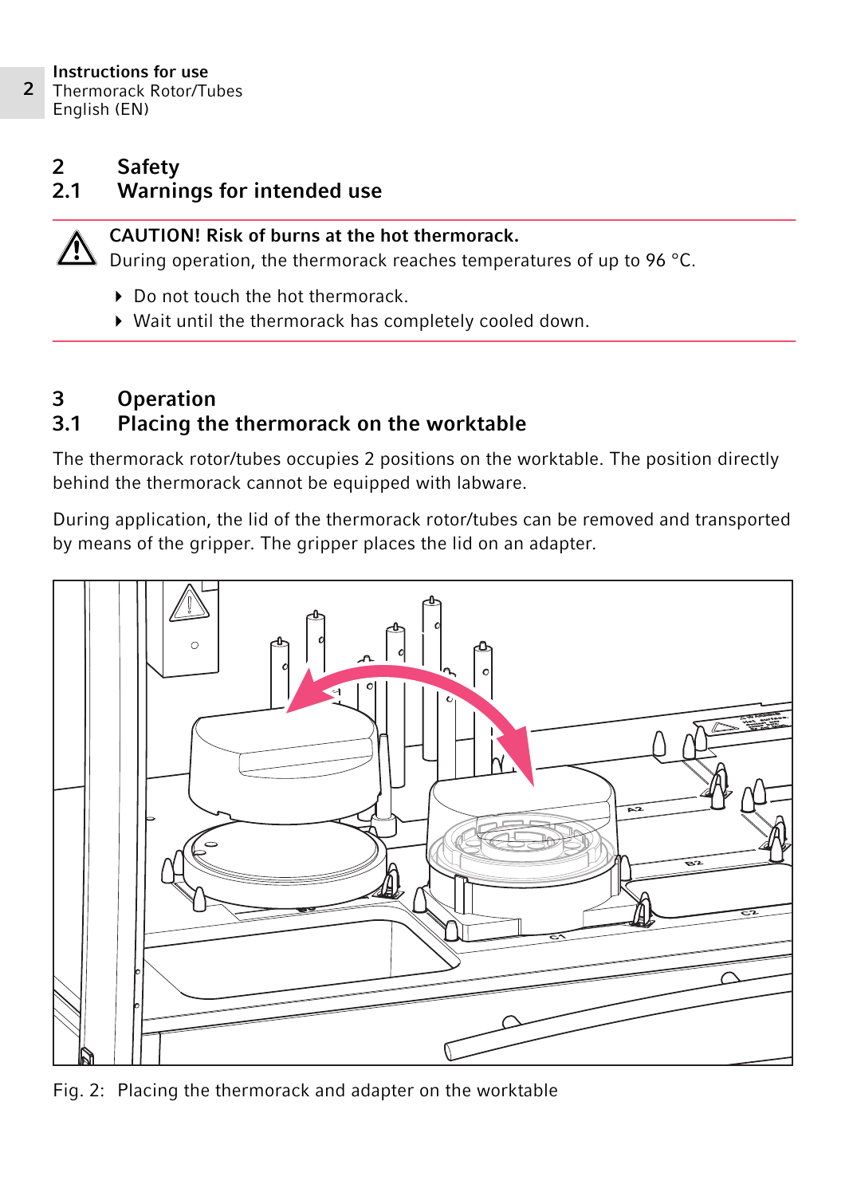## 2 Safety

### 2.1 Warnings for intended use

**CAUTION! Risk of burns at the hot thermorack.**

During operation, the thermorack reaches temperatures of up to 96 °C.

- Do not touch the hot thermorack.
- Wait until the thermorack has completely cooled down.

## 3 Operation

### 3.1 Placing the thermorack on the worktable

The thermorack rotor/tubes occupies 2 positions on the worktable. The position directly behind the thermorack cannot be equipped with labware.

During application, the lid of the thermorack rotor/tubes can be removed and transported by means of the gripper. The gripper places the lid on an adapter.

Fig. 2: Placing the thermorack and adapter on the worktable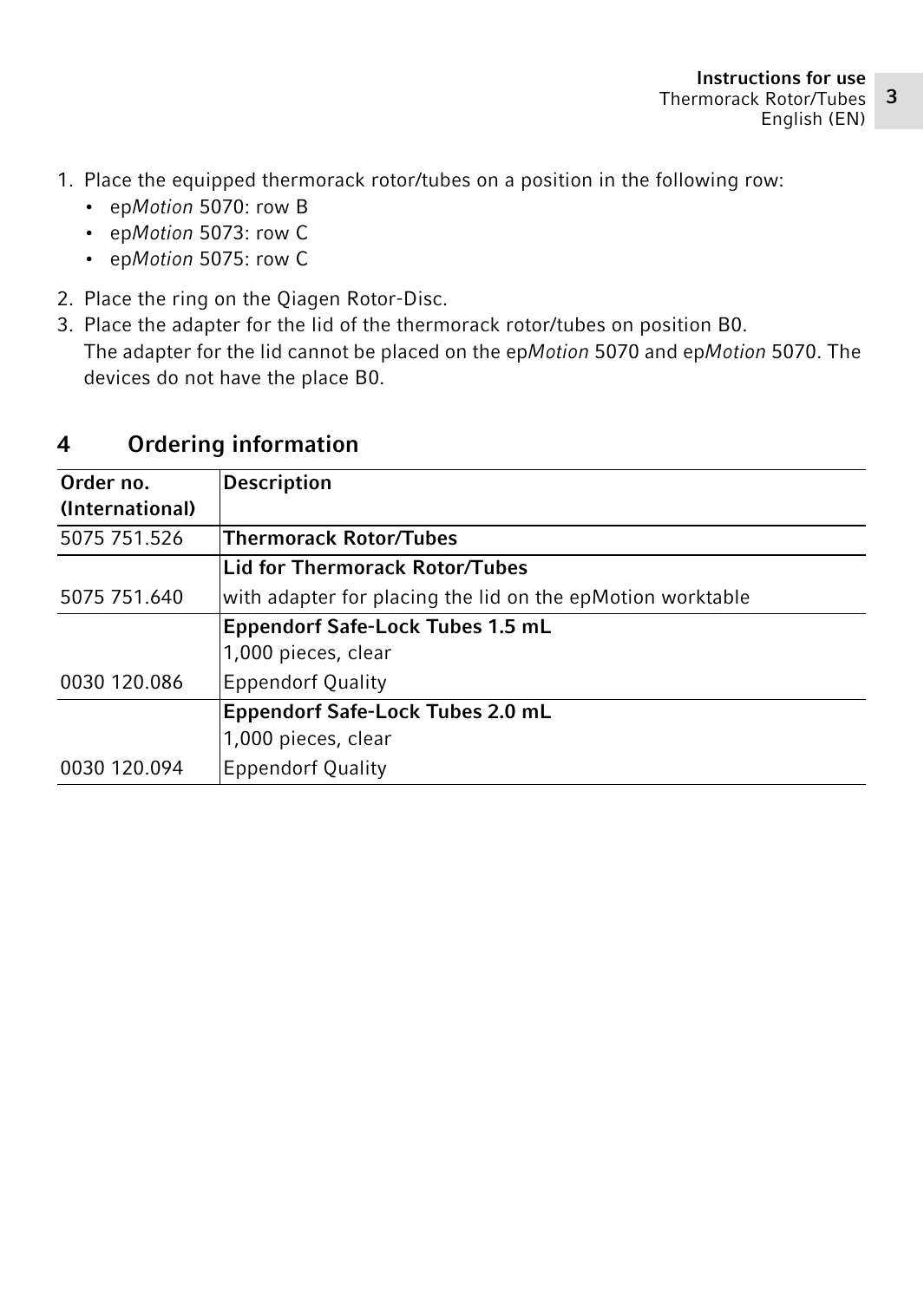1. Place the equipped thermorack rotor/tubes on a position in the following row:
   - ep*Motion* 5070: row B
   - ep*Motion* 5073: row C
   - ep*Motion* 5075: row C
2. Place the ring on the Qiagen Rotor-Disc.
3. Place the adapter for the lid of the thermorack rotor/tubes on position B0.
   The adapter for the lid cannot be placed on the ep*Motion* 5070 and ep*Motion* 5070. The devices do not have the place B0.

## 4 Ordering information

| Order no. (International) | Description |
|---|---|
| 5075 751.526 | **Thermorack Rotor/Tubes** |
| 5075 751.640 | **Lid for Thermorack Rotor/Tubes**<br>with adapter for placing the lid on the epMotion worktable |
| 0030 120.086 | **Eppendorf Safe-Lock Tubes 1.5 mL**<br>1,000 pieces, clear<br>Eppendorf Quality |
| 0030 120.094 | **Eppendorf Safe-Lock Tubes 2.0 mL**<br>1,000 pieces, clear<br>Eppendorf Quality |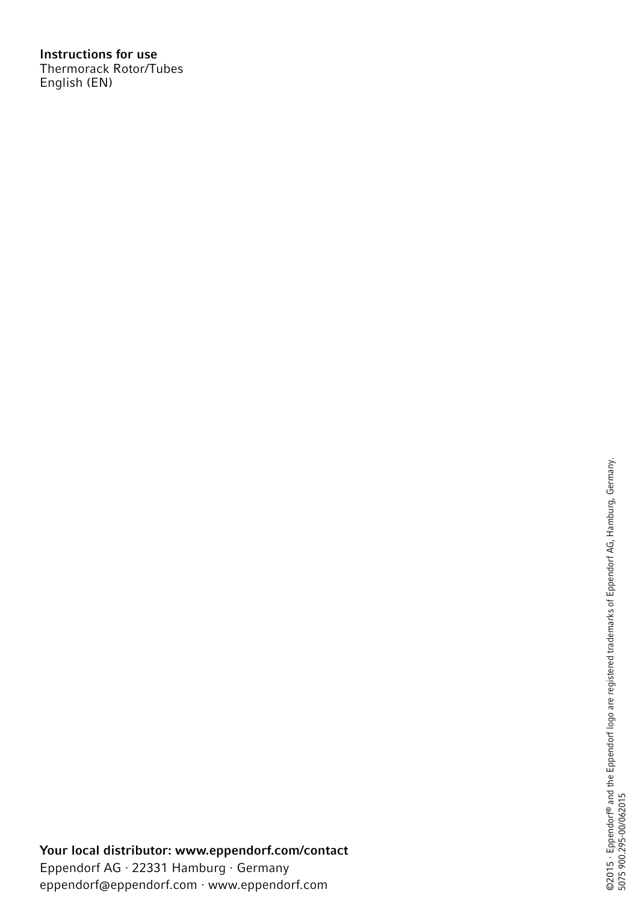**Instructions for use**
Thermorack Rotor/Tubes
English (EN)

**Your local distributor: www.eppendorf.com/contact**
Eppendorf AG · 22331 Hamburg · Germany
eppendorf@eppendorf.com · www.eppendorf.com

©2015 · Eppendorf® and the Eppendorf logo are registered trademarks of Eppendorf AG, Hamburg, Germany.
5075 900.295-00/062015